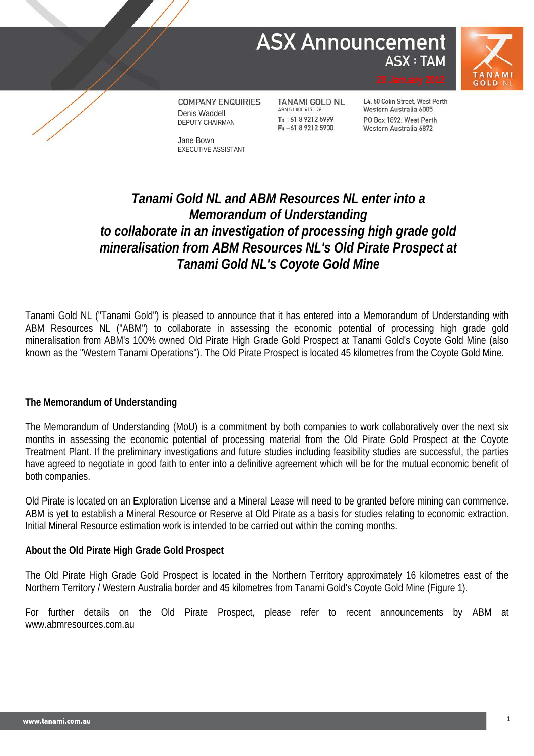# ASX Announcement

ASX : TAM

20 January 2012

TANAMI GOLD NL

COMPANY ENQUIRIES
Denis Waddell
DEPUTY CHAIRMAN

Jane Bown
EXECUTIVE ASSISTANT

TANAMI GOLD NL
ABN 51 000 617 176
T: +61 8 9212 5999
F: +61 8 9212 5900

L4, 50 Colin Street, West Perth
Western Australia 6005
PO Box 1892, West Perth
Western Australia 6872

## *Tanami Gold NL and ABM Resources NL enter into a Memorandum of Understanding to collaborate in an investigation of processing high grade gold mineralisation from ABM Resources NL's Old Pirate Prospect at Tanami Gold NL's Coyote Gold Mine*

Tanami Gold NL ("Tanami Gold") is pleased to announce that it has entered into a Memorandum of Understanding with ABM Resources NL ("ABM") to collaborate in assessing the economic potential of processing high grade gold mineralisation from ABM's 100% owned Old Pirate High Grade Gold Prospect at Tanami Gold's Coyote Gold Mine (also known as the "Western Tanami Operations"). The Old Pirate Prospect is located 45 kilometres from the Coyote Gold Mine.

### The Memorandum of Understanding

The Memorandum of Understanding (MoU) is a commitment by both companies to work collaboratively over the next six months in assessing the economic potential of processing material from the Old Pirate Gold Prospect at the Coyote Treatment Plant. If the preliminary investigations and future studies including feasibility studies are successful, the parties have agreed to negotiate in good faith to enter into a definitive agreement which will be for the mutual economic benefit of both companies.

Old Pirate is located on an Exploration License and a Mineral Lease will need to be granted before mining can commence. ABM is yet to establish a Mineral Resource or Reserve at Old Pirate as a basis for studies relating to economic extraction. Initial Mineral Resource estimation work is intended to be carried out within the coming months.

### About the Old Pirate High Grade Gold Prospect

The Old Pirate High Grade Gold Prospect is located in the Northern Territory approximately 16 kilometres east of the Northern Territory / Western Australia border and 45 kilometres from Tanami Gold's Coyote Gold Mine (Figure 1).

For further details on the Old Pirate Prospect, please refer to recent announcements by ABM at www.abmresources.com.au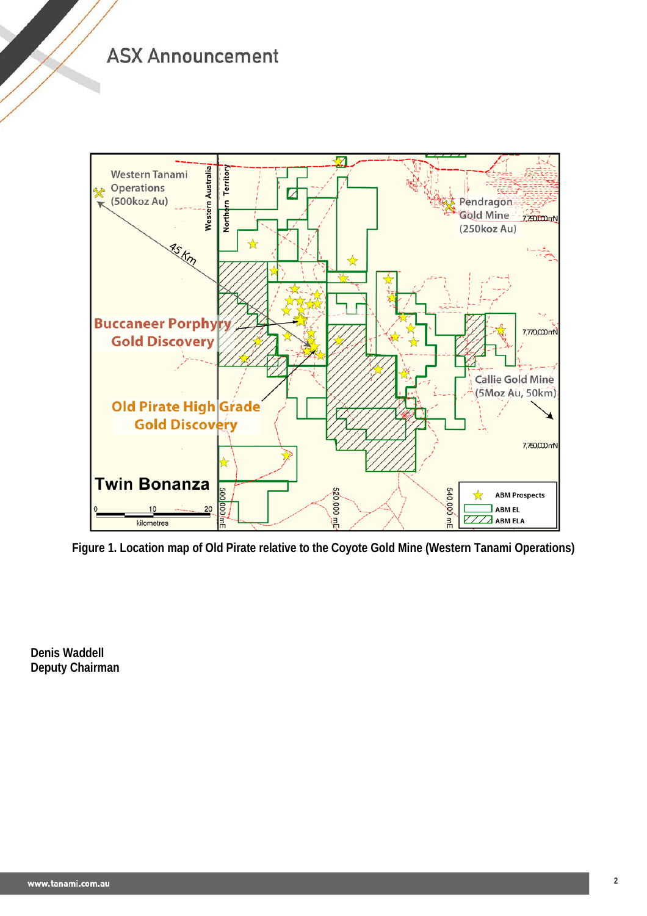Western Tanami Operations (500koz Au)

45 Km

Western Australia

Northern Territory

Pendragon Gold Mine (250koz Au)

7,780,000mN

Buccaneer Porphyry Gold Discovery

7,770,000mN

Callie Gold Mine (5Moz Au, 50km)

Old Pirate High Grade Gold Discovery

7,750,000mN

Twin Bonanza

0 10 20

kilometres

500,000 mE

520,000 mE

540,000 mE

ABM Prospects

ABM EL

ABM ELA

**Figure 1. Location map of Old Pirate relative to the Coyote Gold Mine (Western Tanami Operations)**

**Denis Waddell**
**Deputy Chairman**